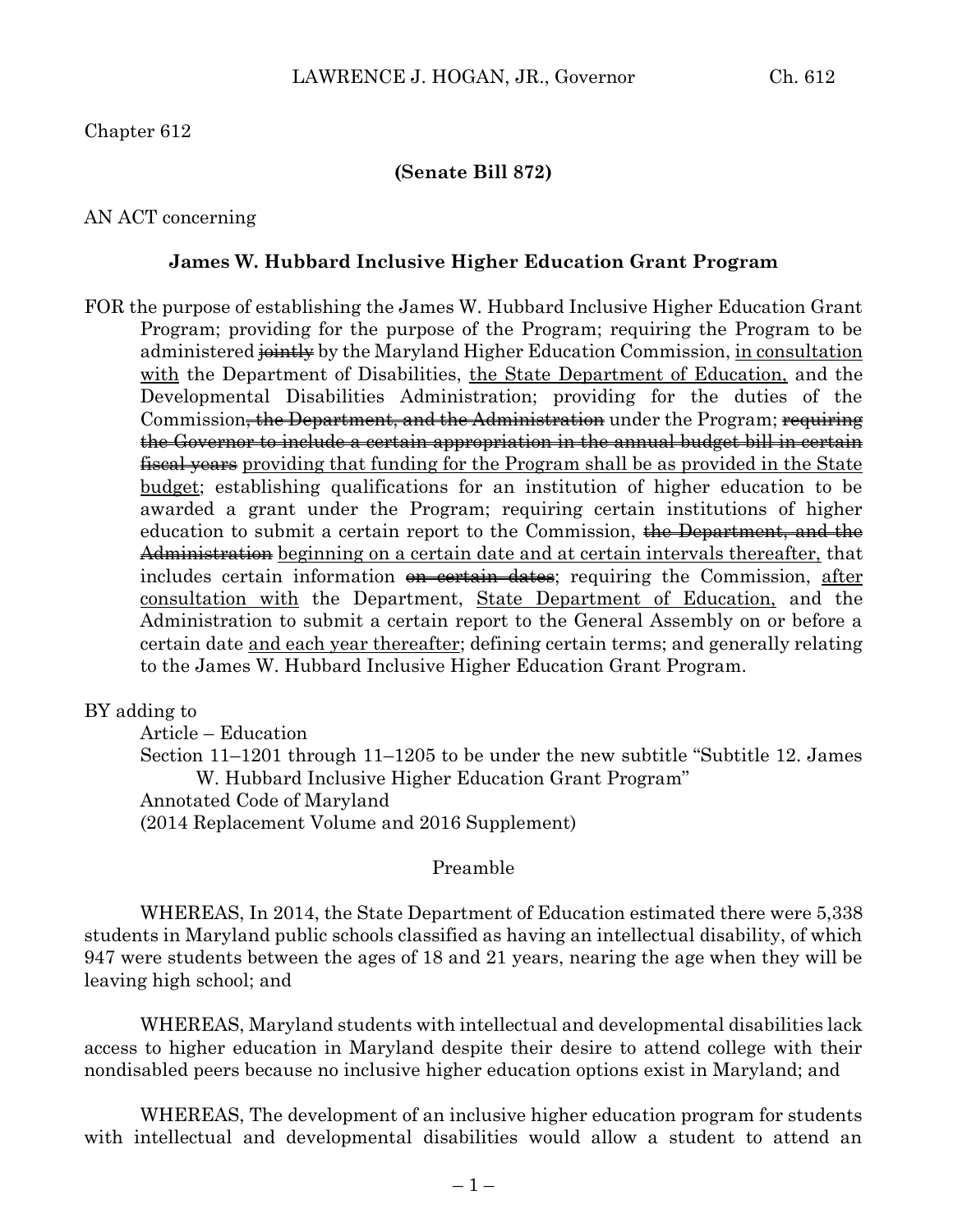Chapter 612

**(Senate Bill 872)**

AN ACT concerning

**James W. Hubbard Inclusive Higher Education Grant Program**

FOR the purpose of establishing the James W. Hubbard Inclusive Higher Education Grant Program; providing for the purpose of the Program; requiring the Program to be administered ~~jointly~~ by the Maryland Higher Education Commission, <u>in consultation with</u> the Department of Disabilities, <u>the State Department of Education,</u> and the Developmental Disabilities Administration; providing for the duties of the Commission~~, the Department, and the Administration~~ under the Program; ~~requiring the Governor to include a certain appropriation in the annual budget bill in certain fiscal years~~ <u>providing that funding for the Program shall be as provided in the State budget</u>; establishing qualifications for an institution of higher education to be awarded a grant under the Program; requiring certain institutions of higher education to submit a certain report to the Commission, ~~the Department, and the Administration~~ <u>beginning on a certain date and at certain intervals thereafter,</u> that includes certain information ~~on certain dates~~; requiring the Commission, <u>after consultation with</u> the Department, <u>State Department of Education,</u> and the Administration to submit a certain report to the General Assembly on or before a certain date <u>and each year thereafter</u>; defining certain terms; and generally relating to the James W. Hubbard Inclusive Higher Education Grant Program.

BY adding to
Article – Education
Section 11–1201 through 11–1205 to be under the new subtitle "Subtitle 12. James W. Hubbard Inclusive Higher Education Grant Program"
Annotated Code of Maryland
(2014 Replacement Volume and 2016 Supplement)

Preamble

WHEREAS, In 2014, the State Department of Education estimated there were 5,338 students in Maryland public schools classified as having an intellectual disability, of which 947 were students between the ages of 18 and 21 years, nearing the age when they will be leaving high school; and

WHEREAS, Maryland students with intellectual and developmental disabilities lack access to higher education in Maryland despite their desire to attend college with their nondisabled peers because no inclusive higher education options exist in Maryland; and

WHEREAS, The development of an inclusive higher education program for students with intellectual and developmental disabilities would allow a student to attend an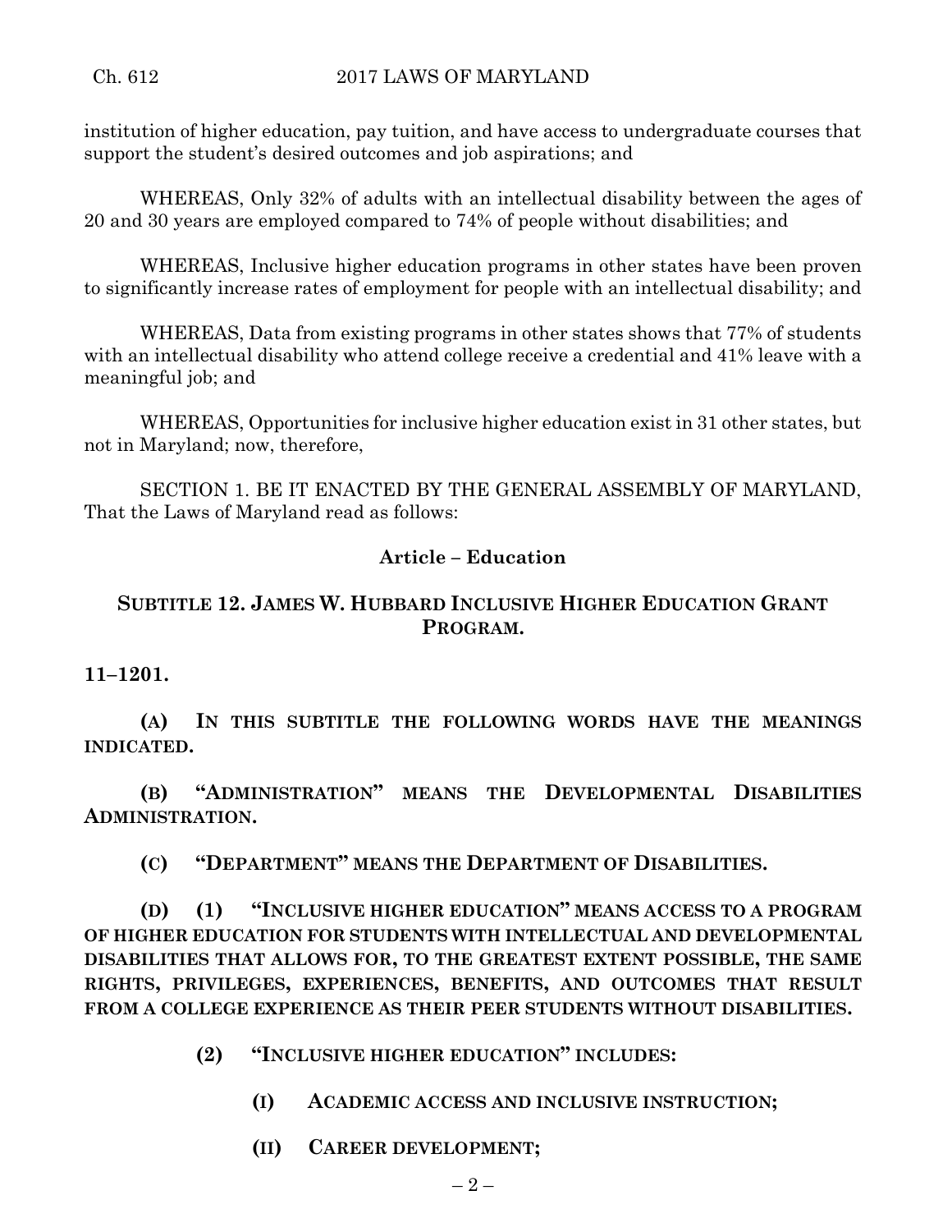institution of higher education, pay tuition, and have access to undergraduate courses that support the student's desired outcomes and job aspirations; and

WHEREAS, Only 32% of adults with an intellectual disability between the ages of 20 and 30 years are employed compared to 74% of people without disabilities; and

WHEREAS, Inclusive higher education programs in other states have been proven to significantly increase rates of employment for people with an intellectual disability; and

WHEREAS, Data from existing programs in other states shows that 77% of students with an intellectual disability who attend college receive a credential and 41% leave with a meaningful job; and

WHEREAS, Opportunities for inclusive higher education exist in 31 other states, but not in Maryland; now, therefore,

SECTION 1. BE IT ENACTED BY THE GENERAL ASSEMBLY OF MARYLAND, That the Laws of Maryland read as follows:

## Article – Education

## SUBTITLE 12. JAMES W. HUBBARD INCLUSIVE HIGHER EDUCATION GRANT PROGRAM.

**11–1201.**

**(A) IN THIS SUBTITLE THE FOLLOWING WORDS HAVE THE MEANINGS INDICATED.**

**(B) "ADMINISTRATION" MEANS THE DEVELOPMENTAL DISABILITIES ADMINISTRATION.**

**(C) "DEPARTMENT" MEANS THE DEPARTMENT OF DISABILITIES.**

**(D) (1) "INCLUSIVE HIGHER EDUCATION" MEANS ACCESS TO A PROGRAM OF HIGHER EDUCATION FOR STUDENTS WITH INTELLECTUAL AND DEVELOPMENTAL DISABILITIES THAT ALLOWS FOR, TO THE GREATEST EXTENT POSSIBLE, THE SAME RIGHTS, PRIVILEGES, EXPERIENCES, BENEFITS, AND OUTCOMES THAT RESULT FROM A COLLEGE EXPERIENCE AS THEIR PEER STUDENTS WITHOUT DISABILITIES.**

**(2) "INCLUSIVE HIGHER EDUCATION" INCLUDES:**

**(I) ACADEMIC ACCESS AND INCLUSIVE INSTRUCTION;**

**(II) CAREER DEVELOPMENT;**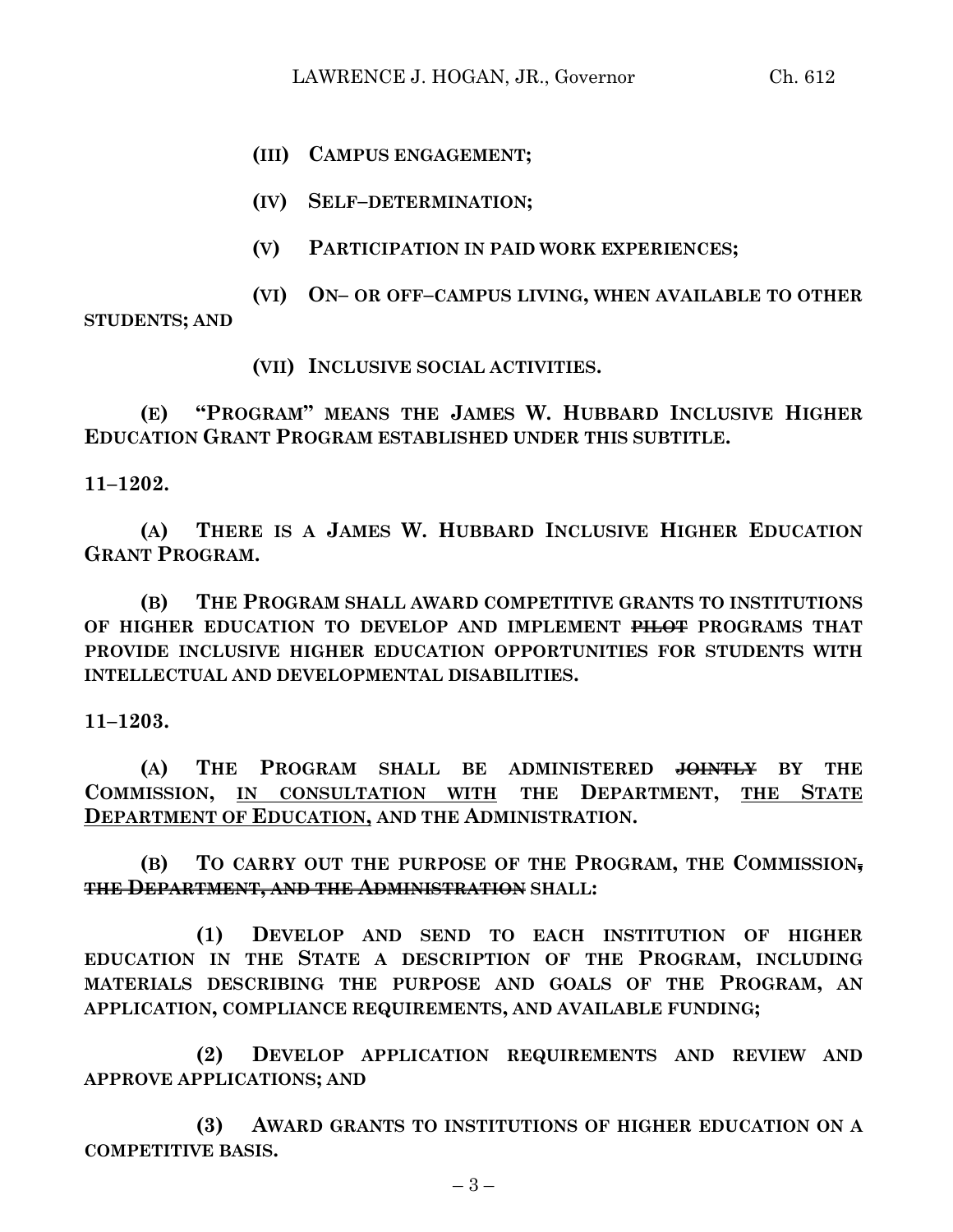**(III) CAMPUS ENGAGEMENT;**

**(IV) SELF–DETERMINATION;**

**(V) PARTICIPATION IN PAID WORK EXPERIENCES;**

**(VI) ON– OR OFF–CAMPUS LIVING, WHEN AVAILABLE TO OTHER STUDENTS; AND**

**(VII) INCLUSIVE SOCIAL ACTIVITIES.**

**(E) "PROGRAM" MEANS THE JAMES W. HUBBARD INCLUSIVE HIGHER EDUCATION GRANT PROGRAM ESTABLISHED UNDER THIS SUBTITLE.**

**11–1202.**

**(A) THERE IS A JAMES W. HUBBARD INCLUSIVE HIGHER EDUCATION GRANT PROGRAM.**

**(B) THE PROGRAM SHALL AWARD COMPETITIVE GRANTS TO INSTITUTIONS OF HIGHER EDUCATION TO DEVELOP AND IMPLEMENT ~~PILOT~~ PROGRAMS THAT PROVIDE INCLUSIVE HIGHER EDUCATION OPPORTUNITIES FOR STUDENTS WITH INTELLECTUAL AND DEVELOPMENTAL DISABILITIES.**

**11–1203.**

**(A) THE PROGRAM SHALL BE ADMINISTERED ~~JOINTLY~~ BY THE COMMISSION, <u>IN CONSULTATION WITH</u> THE DEPARTMENT, <u>THE STATE DEPARTMENT OF EDUCATION,</u> AND THE ADMINISTRATION.**

**(B) TO CARRY OUT THE PURPOSE OF THE PROGRAM, THE COMMISSION~~, THE DEPARTMENT, AND THE ADMINISTRATION~~ SHALL:**

**(1) DEVELOP AND SEND TO EACH INSTITUTION OF HIGHER EDUCATION IN THE STATE A DESCRIPTION OF THE PROGRAM, INCLUDING MATERIALS DESCRIBING THE PURPOSE AND GOALS OF THE PROGRAM, AN APPLICATION, COMPLIANCE REQUIREMENTS, AND AVAILABLE FUNDING;**

**(2) DEVELOP APPLICATION REQUIREMENTS AND REVIEW AND APPROVE APPLICATIONS; AND**

**(3) AWARD GRANTS TO INSTITUTIONS OF HIGHER EDUCATION ON A COMPETITIVE BASIS.**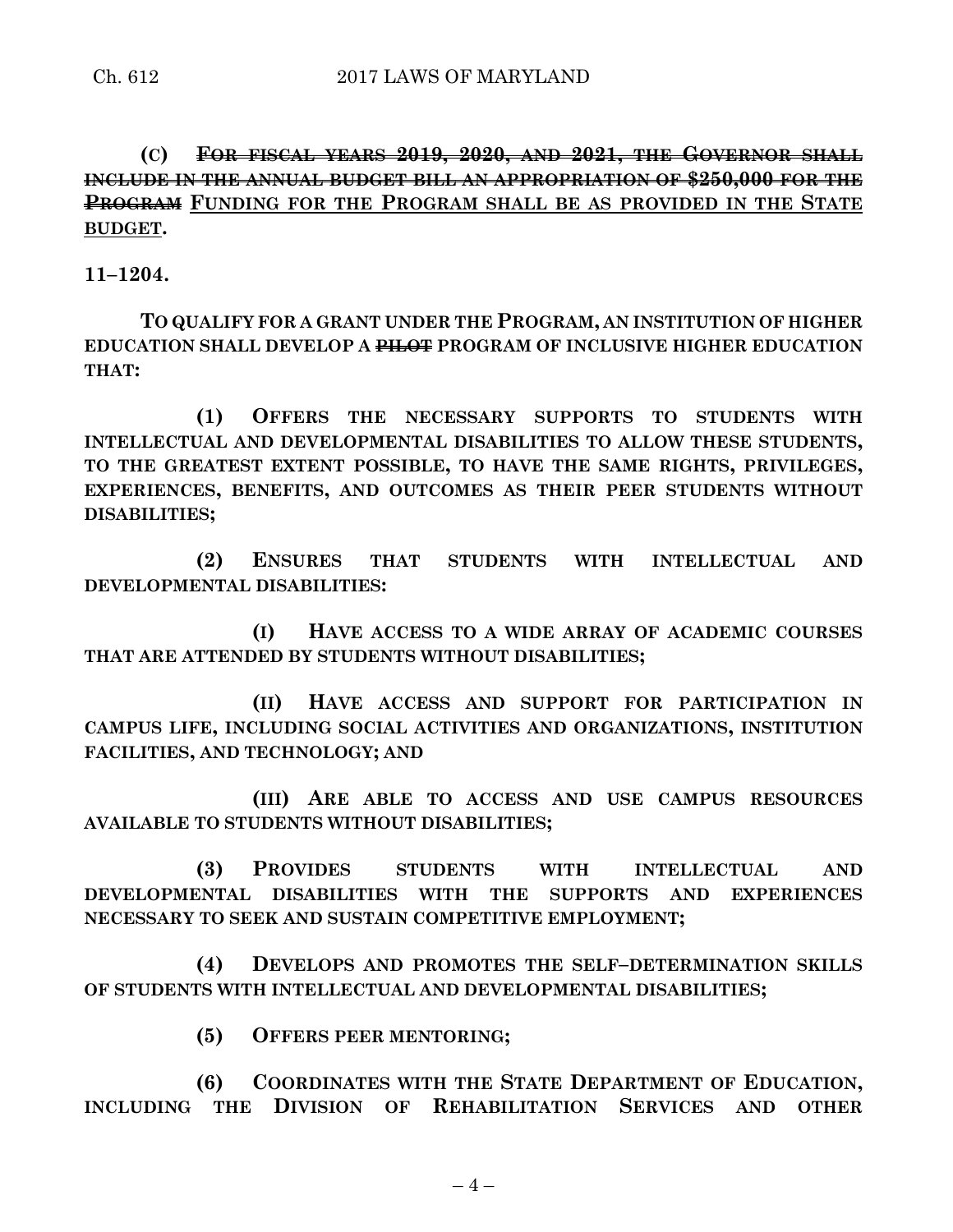**(C) ~~FOR FISCAL YEARS 2019, 2020, AND 2021, THE GOVERNOR SHALL INCLUDE IN THE ANNUAL BUDGET BILL AN APPROPRIATION OF $250,000 FOR THE PROGRAM~~** <u>**FUNDING FOR THE PROGRAM SHALL BE AS PROVIDED IN THE STATE BUDGET**</u>**.**

**11–1204.**

**TO QUALIFY FOR A GRANT UNDER THE PROGRAM, AN INSTITUTION OF HIGHER EDUCATION SHALL DEVELOP A ~~PILOT~~ PROGRAM OF INCLUSIVE HIGHER EDUCATION THAT:**

**(1) OFFERS THE NECESSARY SUPPORTS TO STUDENTS WITH INTELLECTUAL AND DEVELOPMENTAL DISABILITIES TO ALLOW THESE STUDENTS, TO THE GREATEST EXTENT POSSIBLE, TO HAVE THE SAME RIGHTS, PRIVILEGES, EXPERIENCES, BENEFITS, AND OUTCOMES AS THEIR PEER STUDENTS WITHOUT DISABILITIES;**

**(2) ENSURES THAT STUDENTS WITH INTELLECTUAL AND DEVELOPMENTAL DISABILITIES:**

**(I) HAVE ACCESS TO A WIDE ARRAY OF ACADEMIC COURSES THAT ARE ATTENDED BY STUDENTS WITHOUT DISABILITIES;**

**(II) HAVE ACCESS AND SUPPORT FOR PARTICIPATION IN CAMPUS LIFE, INCLUDING SOCIAL ACTIVITIES AND ORGANIZATIONS, INSTITUTION FACILITIES, AND TECHNOLOGY; AND**

**(III) ARE ABLE TO ACCESS AND USE CAMPUS RESOURCES AVAILABLE TO STUDENTS WITHOUT DISABILITIES;**

**(3) PROVIDES STUDENTS WITH INTELLECTUAL AND DEVELOPMENTAL DISABILITIES WITH THE SUPPORTS AND EXPERIENCES NECESSARY TO SEEK AND SUSTAIN COMPETITIVE EMPLOYMENT;**

**(4) DEVELOPS AND PROMOTES THE SELF–DETERMINATION SKILLS OF STUDENTS WITH INTELLECTUAL AND DEVELOPMENTAL DISABILITIES;**

**(5) OFFERS PEER MENTORING;**

**(6) COORDINATES WITH THE STATE DEPARTMENT OF EDUCATION, INCLUDING THE DIVISION OF REHABILITATION SERVICES AND OTHER**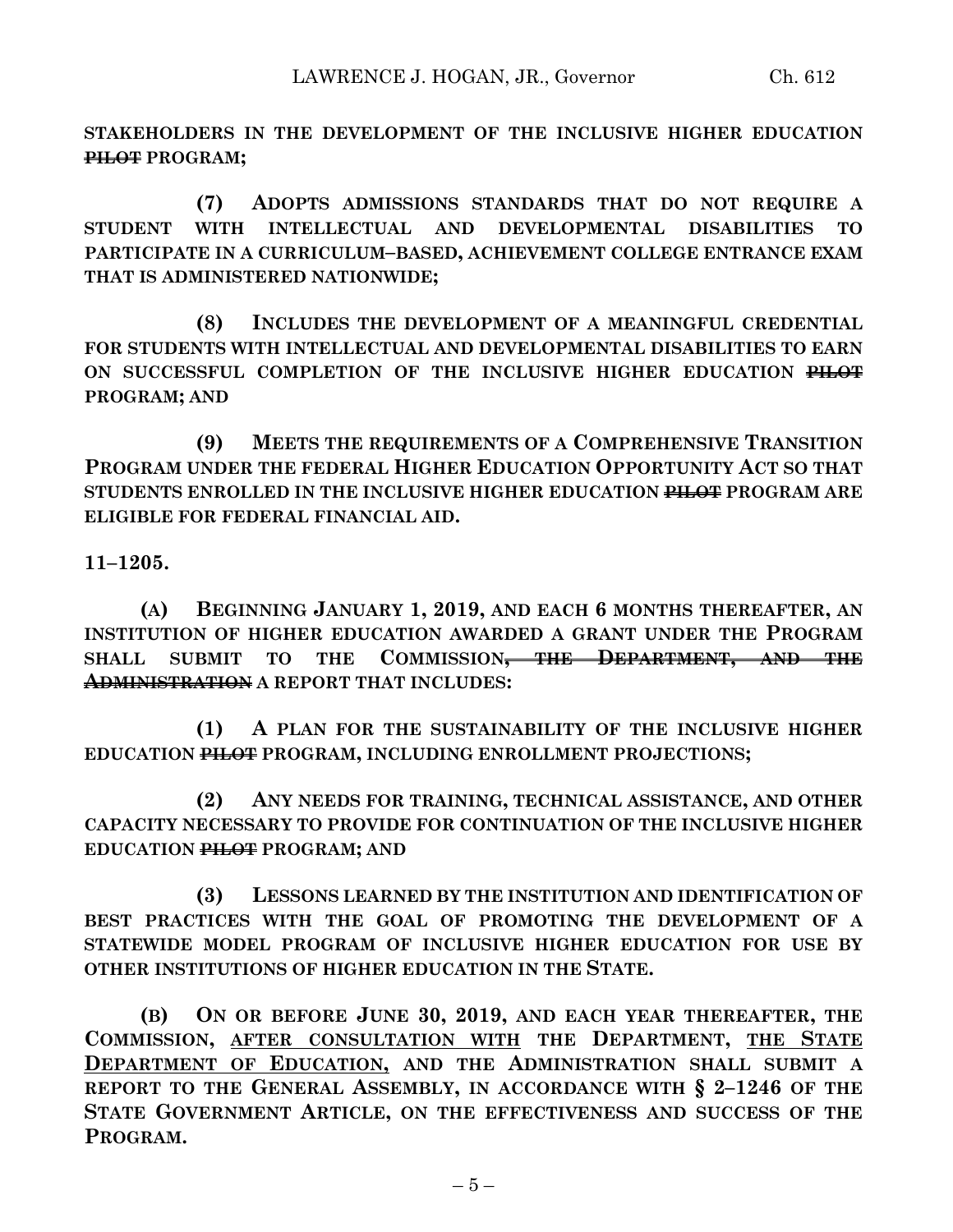**STAKEHOLDERS IN THE DEVELOPMENT OF THE INCLUSIVE HIGHER EDUCATION ~~PILOT~~ PROGRAM;**

**(7) ADOPTS ADMISSIONS STANDARDS THAT DO NOT REQUIRE A STUDENT WITH INTELLECTUAL AND DEVELOPMENTAL DISABILITIES TO PARTICIPATE IN A CURRICULUM–BASED, ACHIEVEMENT COLLEGE ENTRANCE EXAM THAT IS ADMINISTERED NATIONWIDE;**

**(8) INCLUDES THE DEVELOPMENT OF A MEANINGFUL CREDENTIAL FOR STUDENTS WITH INTELLECTUAL AND DEVELOPMENTAL DISABILITIES TO EARN ON SUCCESSFUL COMPLETION OF THE INCLUSIVE HIGHER EDUCATION ~~PILOT~~ PROGRAM; AND**

**(9) MEETS THE REQUIREMENTS OF A COMPREHENSIVE TRANSITION PROGRAM UNDER THE FEDERAL HIGHER EDUCATION OPPORTUNITY ACT SO THAT STUDENTS ENROLLED IN THE INCLUSIVE HIGHER EDUCATION ~~PILOT~~ PROGRAM ARE ELIGIBLE FOR FEDERAL FINANCIAL AID.**

**11–1205.**

**(A) BEGINNING JANUARY 1, 2019, AND EACH 6 MONTHS THEREAFTER, AN INSTITUTION OF HIGHER EDUCATION AWARDED A GRANT UNDER THE PROGRAM SHALL SUBMIT TO THE COMMISSION~~, THE DEPARTMENT, AND THE ADMINISTRATION~~ A REPORT THAT INCLUDES:**

**(1) A PLAN FOR THE SUSTAINABILITY OF THE INCLUSIVE HIGHER EDUCATION ~~PILOT~~ PROGRAM, INCLUDING ENROLLMENT PROJECTIONS;**

**(2) ANY NEEDS FOR TRAINING, TECHNICAL ASSISTANCE, AND OTHER CAPACITY NECESSARY TO PROVIDE FOR CONTINUATION OF THE INCLUSIVE HIGHER EDUCATION ~~PILOT~~ PROGRAM; AND**

**(3) LESSONS LEARNED BY THE INSTITUTION AND IDENTIFICATION OF BEST PRACTICES WITH THE GOAL OF PROMOTING THE DEVELOPMENT OF A STATEWIDE MODEL PROGRAM OF INCLUSIVE HIGHER EDUCATION FOR USE BY OTHER INSTITUTIONS OF HIGHER EDUCATION IN THE STATE.**

**(B) ON OR BEFORE JUNE 30, 2019, AND EACH YEAR THEREAFTER, THE COMMISSION, <u>AFTER CONSULTATION WITH</u> THE DEPARTMENT, <u>THE STATE DEPARTMENT OF EDUCATION,</u> AND THE ADMINISTRATION SHALL SUBMIT A REPORT TO THE GENERAL ASSEMBLY, IN ACCORDANCE WITH § 2–1246 OF THE STATE GOVERNMENT ARTICLE, ON THE EFFECTIVENESS AND SUCCESS OF THE PROGRAM.**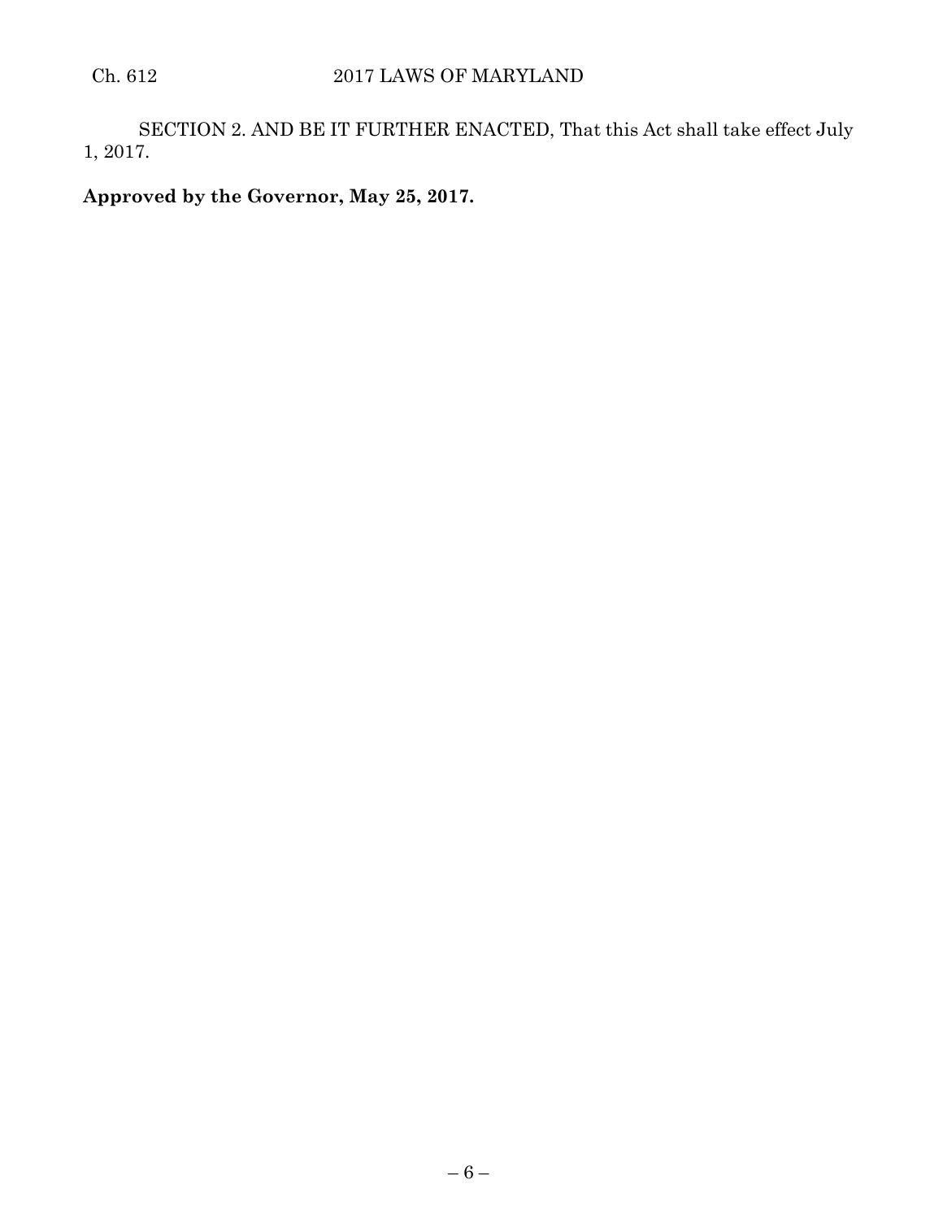SECTION 2. AND BE IT FURTHER ENACTED, That this Act shall take effect July 1, 2017.

**Approved by the Governor, May 25, 2017.**